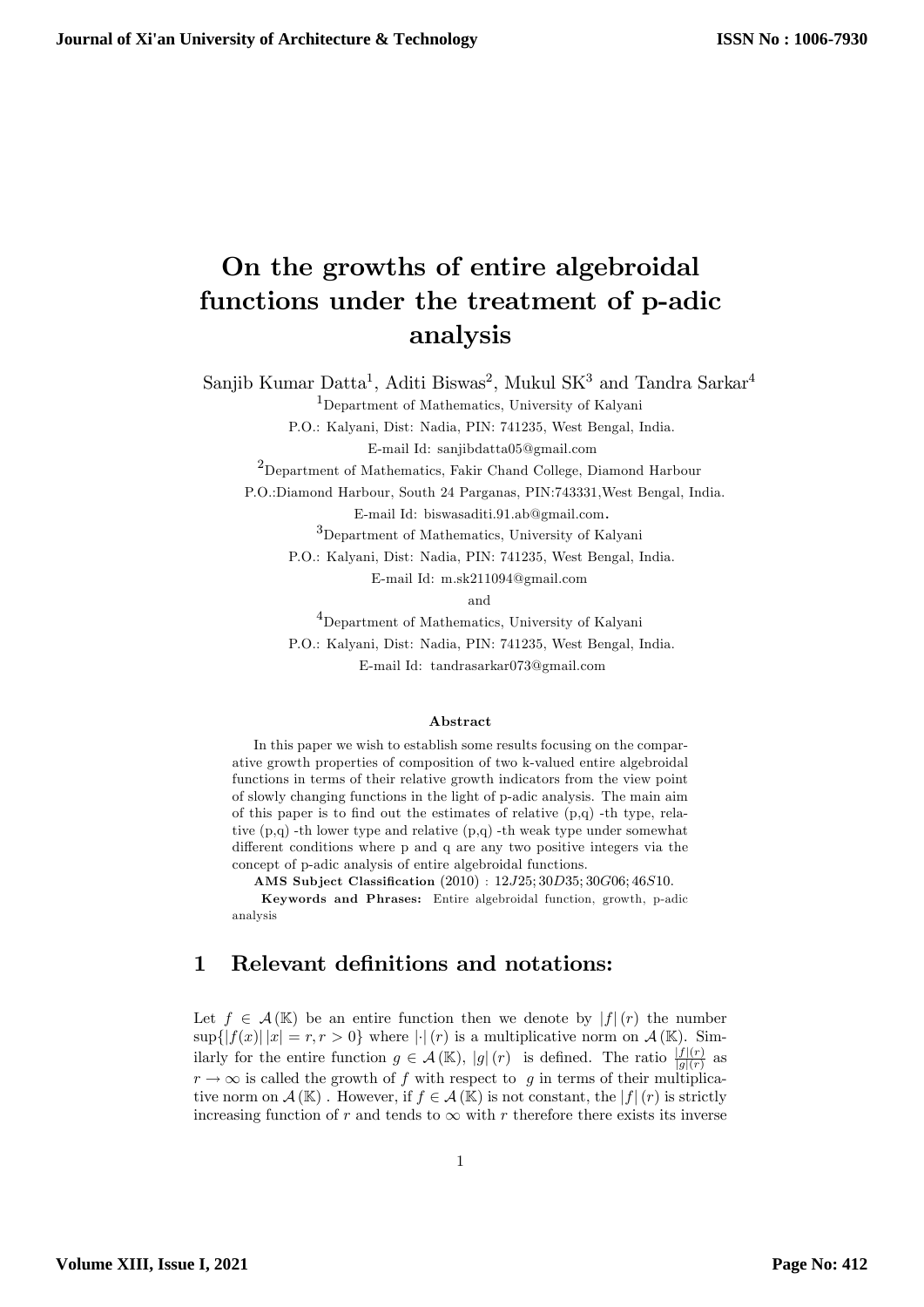# On the growths of entire algebroidal functions under the treatment of p-adic analysis

Sanjib Kumar Datta[1], Aditi Biswas[2], Mukul SK[3] and Tandra Sarkar[4]

[1]Department of Mathematics, University of Kalyani
P.O.: Kalyani, Dist: Nadia, PIN: 741235, West Bengal, India.
E-mail Id: sanjibdatta05@gmail.com

[2]Department of Mathematics, Fakir Chand College, Diamond Harbour
P.O.:Diamond Harbour, South 24 Parganas, PIN:743331,West Bengal, India.
E-mail Id: biswasaditi.91.ab@gmail.com.

[3]Department of Mathematics, University of Kalyani
P.O.: Kalyani, Dist: Nadia, PIN: 741235, West Bengal, India.
E-mail Id: m.sk211094@gmail.com

and

[4]Department of Mathematics, University of Kalyani
P.O.: Kalyani, Dist: Nadia, PIN: 741235, West Bengal, India.
E-mail Id: tandrasarkar073@gmail.com

**Abstract**

In this paper we wish to establish some results focusing on the comparative growth properties of composition of two k-valued entire algebroidal functions in terms of their relative growth indicators from the view point of slowly changing functions in the light of p-adic analysis. The main aim of this paper is to find out the estimates of relative (p,q) -th type, relative (p,q) -th lower type and relative (p,q) -th weak type under somewhat different conditions where p and q are any two positive integers via the concept of p-adic analysis of entire algebroidal functions.

**AMS Subject Classification** (2010) : $12J25; 30D35; 30G06; 46S10$.

**Keywords and Phrases:** Entire algebroidal function, growth, p-adic analysis

## 1 Relevant definitions and notations:

Let $f \in \mathcal{A}(\mathbb{K})$ be an entire function then we denote by $|f|(r)$ the number $\sup\{|f(x)|\,|x| = r, r > 0\}$ where $|\cdot|(r)$ is a multiplicative norm on $\mathcal{A}(\mathbb{K})$. Similarly for the entire function $g \in \mathcal{A}(\mathbb{K})$, $|g|(r)$ is defined. The ratio $\frac{|f|(r)}{|g|(r)}$ as $r \to \infty$ is called the growth of $f$ with respect to $g$ in terms of their multiplicative norm on $\mathcal{A}(\mathbb{K})$. However, if $f \in \mathcal{A}(\mathbb{K})$ is not constant, the $|f|(r)$ is strictly increasing function of $r$ and tends to $\infty$ with $r$ therefore there exists its inverse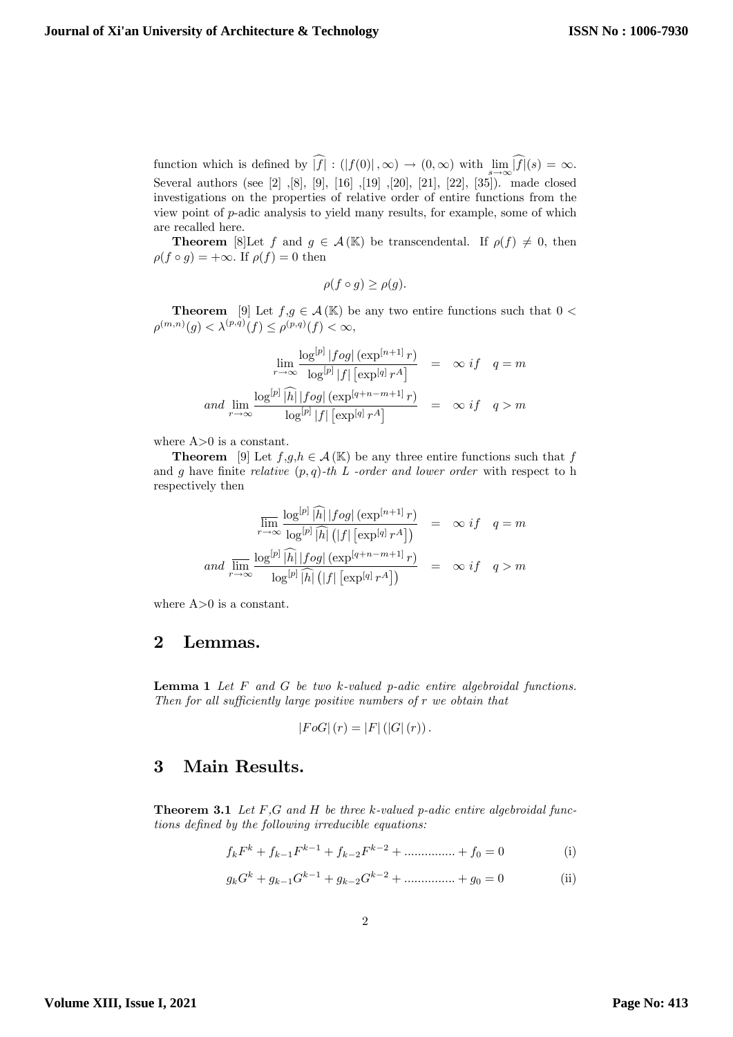function which is defined by $\widehat{|f|} : (|f(0)|, \infty) \rightarrow (0, \infty)$ with $\lim_{s\rightarrow\infty} \widehat{|f|}(s) = \infty$. Several authors (see [2] ,[8], [9], [16] ,[19] ,[20], [21], [22], [35]). made closed investigations on the properties of relative order of entire functions from the view point of $p$-adic analysis to yield many results, for example, some of which are recalled here.

**Theorem** [8]Let $f$ and $g \in \mathcal{A}(\mathbb{K})$ be transcendental. If $\rho(f) \neq 0$, then $\rho(f \circ g) = +\infty$. If $\rho(f) = 0$ then

$$\rho(f \circ g) \geq \rho(g).$$

**Theorem** [9] Let $f$,$g \in \mathcal{A}(\mathbb{K})$ be any two entire functions such that $0 < \rho^{(m,n)}(g) < \lambda^{(p,q)}(f) \leq \rho^{(p,q)}(f) < \infty$,

$$\begin{aligned} \lim_{r\rightarrow\infty} \frac{\log^{[p]} |fog| \left(\exp^{[n+1]} r\right)}{\log^{[p]} |f| \left[\exp^{[q]} r^{A}\right]} &= \infty \; if \quad q = m \\ and \; \lim_{r\rightarrow\infty} \frac{\log^{[p]} \widehat{|h|}\, |fog| \left(\exp^{[q+n-m+1]} r\right)}{\log^{[p]} |f| \left[\exp^{[q]} r^{A}\right]} &= \infty \; if \quad q > m \end{aligned}$$

where A>0 is a constant.

**Theorem** [9] Let $f$,$g$,$h \in \mathcal{A}(\mathbb{K})$ be any three entire functions such that $f$ and $g$ have finite *relative* $(p, q)$*-th L -order and lower order* with respect to h respectively then

$$\begin{aligned} \overline{\lim_{r\rightarrow\infty}} \frac{\log^{[p]} \widehat{|h|}\, |fog| \left(\exp^{[n+1]} r\right)}{\log^{[p]} \widehat{|h|} \left(|f| \left[\exp^{[q]} r^{A}\right]\right)} &= \infty \; if \quad q = m \\ and \; \overline{\lim_{r\rightarrow\infty}} \frac{\log^{[p]} \widehat{|h|}\, |fog| \left(\exp^{[q+n-m+1]} r\right)}{\log^{[p]} \widehat{|h|} \left(|f| \left[\exp^{[q]} r^{A}\right]\right)} &= \infty \; if \quad q > m \end{aligned}$$

where A>0 is a constant.

## 2 Lemmas.

**Lemma 1** *Let $F$ and $G$ be two $k$-valued $p$-adic entire algebroidal functions. Then for all sufficiently large positive numbers of $r$ we obtain that*

$$|FoG|\,(r) = |F|\left(|G|\,(r)\right).$$

## 3 Main Results.

**Theorem 3.1** *Let $F$,$G$ and $H$ be three $k$-valued $p$-adic entire algebroidal functions defined by the following irreducible equations:*

$$f_k F^k + f_{k-1} F^{k-1} + f_{k-2} F^{k-2} + \ldots\ldots\ldots\ldots\ldots + f_0 = 0 \tag{i}$$

$$g_k G^k + g_{k-1} G^{k-1} + g_{k-2} G^{k-2} + \ldots\ldots\ldots\ldots\ldots + g_0 = 0 \tag{ii}$$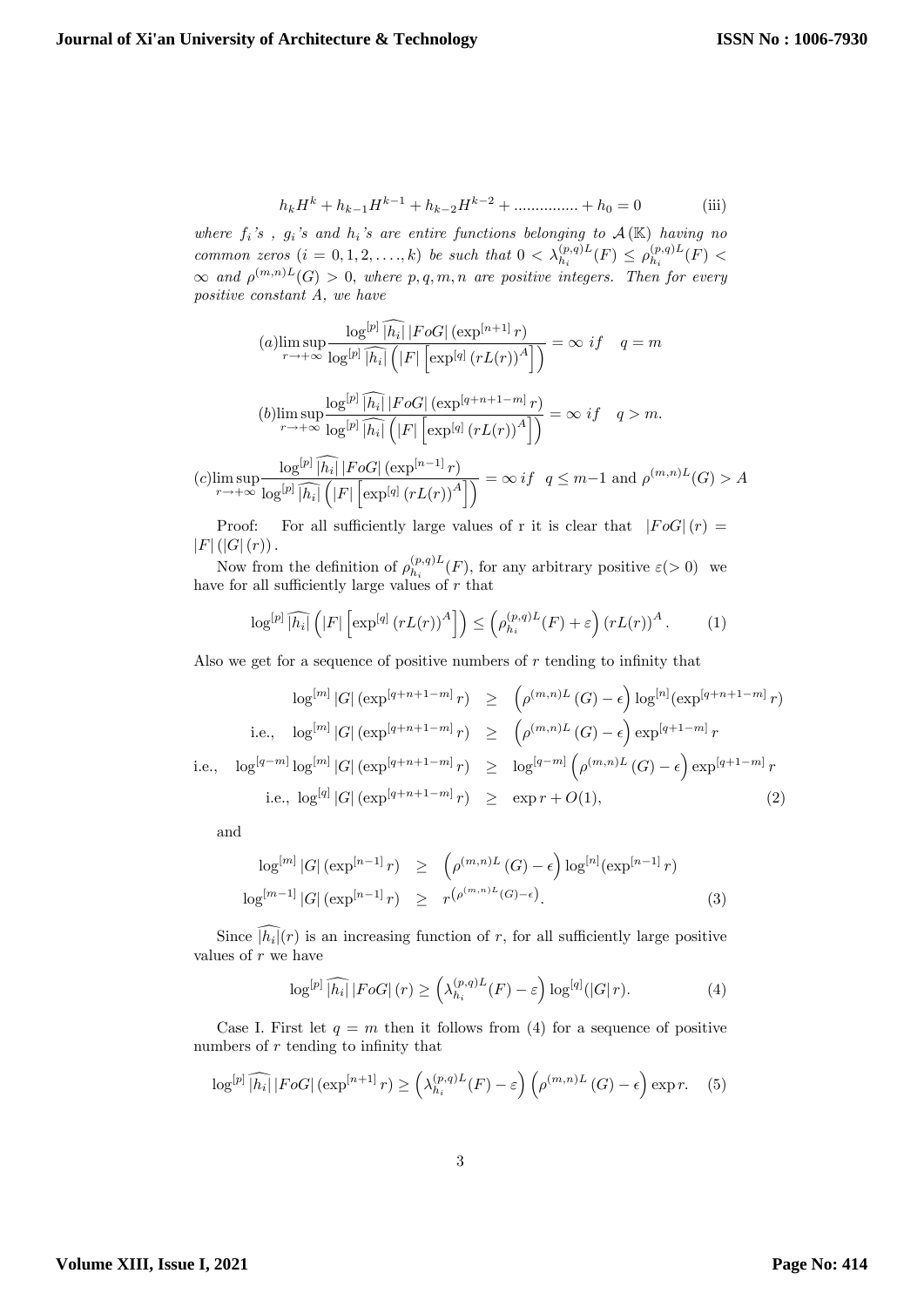$$h_k H^k + h_{k-1} H^{k-1} + h_{k-2} H^{k-2} + ............... + h_0 = 0 \qquad \text{(iii)}$$

*where $f_i$'s , $g_i$'s and $h_i$'s are entire functions belonging to $\mathcal{A}(\mathbb{K})$ having no common zeros $(i = 0, 1, 2, \ldots, k)$ be such that $0 < \lambda_{h_i}^{(p,q)L}(F) \leq \rho_{h_i}^{(p,q)L}(F) < \infty$ and $\rho^{(m,n)L}(G) > 0$, where $p, q, m, n$ are positive integers. Then for every positive constant $A$, we have*

$$(a)\limsup_{r\to+\infty} \frac{\log^{[p]} \widehat{|h_i|}\, |FoG| \left(\exp^{[n+1]} r\right)}{\log^{[p]} \widehat{|h_i|} \left(|F| \left[\exp^{[q]} \left(rL(r)\right)^A\right]\right)} = \infty \;\; if \quad q = m$$

$$(b)\limsup_{r\to+\infty} \frac{\log^{[p]} \widehat{|h_i|}\, |FoG| \left(\exp^{[q+n+1-m]} r\right)}{\log^{[p]} \widehat{|h_i|} \left(|F| \left[\exp^{[q]} \left(rL(r)\right)^A\right]\right)} = \infty \;\; if \quad q > m.$$

$$(c)\limsup_{r\to+\infty} \frac{\log^{[p]} \widehat{|h_i|}\, |FoG| \left(\exp^{[n-1]} r\right)}{\log^{[p]} \widehat{|h_i|} \left(|F| \left[\exp^{[q]} \left(rL(r)\right)^A\right]\right)} = \infty \;\; if \;\; q \leq m-1 \text{ and } \rho^{(m,n)L}(G) > A$$

Proof: For all sufficiently large values of r it is clear that $|FoG|(r) = |F|\left(|G|(r)\right)$.

Now from the definition of $\rho_{h_i}^{(p,q)L}(F)$, for any arbitrary positive $\varepsilon (> 0)$ we have for all sufficiently large values of $r$ that

$$\log^{[p]} \widehat{|h_i|} \left(|F| \left[\exp^{[q]} \left(rL(r)\right)^A\right]\right) \leq \left(\rho_{h_i}^{(p,q)L}(F) + \varepsilon\right) \left(rL(r)\right)^A. \qquad (1)$$

Also we get for a sequence of positive numbers of $r$ tending to infinity that

$$\begin{aligned}
\log^{[m]} |G| \left(\exp^{[q+n+1-m]} r\right) &\geq \left(\rho^{(m,n)L}(G) - \epsilon\right) \log^{[n]} (\exp^{[q+n+1-m]} r) \\
\text{i.e.,} \quad \log^{[m]} |G| \left(\exp^{[q+n+1-m]} r\right) &\geq \left(\rho^{(m,n)L}(G) - \epsilon\right) \exp^{[q+1-m]} r \\
\text{i.e.,} \quad \log^{[q-m]} \log^{[m]} |G| \left(\exp^{[q+n+1-m]} r\right) &\geq \log^{[q-m]} \left(\rho^{(m,n)L}(G) - \epsilon\right) \exp^{[q+1-m]} r \\
\text{i.e.,} \; \log^{[q]} |G| \left(\exp^{[q+n+1-m]} r\right) &\geq \exp r + O(1), \qquad (2)
\end{aligned}$$

and

$$\begin{aligned}
\log^{[m]} |G| \left(\exp^{[n-1]} r\right) &\geq \left(\rho^{(m,n)L}(G) - \epsilon\right) \log^{[n]} (\exp^{[n-1]} r) \\
\log^{[m-1]} |G| \left(\exp^{[n-1]} r\right) &\geq r^{\left(\rho^{(m,n)L}(G) - \epsilon\right)}. \qquad (3)
\end{aligned}$$

Since $\widehat{|h_i|}(r)$ is an increasing function of $r$, for all sufficiently large positive values of $r$ we have

$$\log^{[p]} \widehat{|h_i|}\, |FoG| (r) \geq \left(\lambda_{h_i}^{(p,q)L}(F) - \varepsilon\right) \log^{[q]} (|G|\, r). \qquad (4)$$

Case I. First let $q = m$ then it follows from (4) for a sequence of positive numbers of $r$ tending to infinity that

$$\log^{[p]} \widehat{|h_i|}\, |FoG| \left(\exp^{[n+1]} r\right) \geq \left(\lambda_{h_i}^{(p,q)L}(F) - \varepsilon\right) \left(\rho^{(m,n)L}(G) - \epsilon\right) \exp r. \qquad (5)$$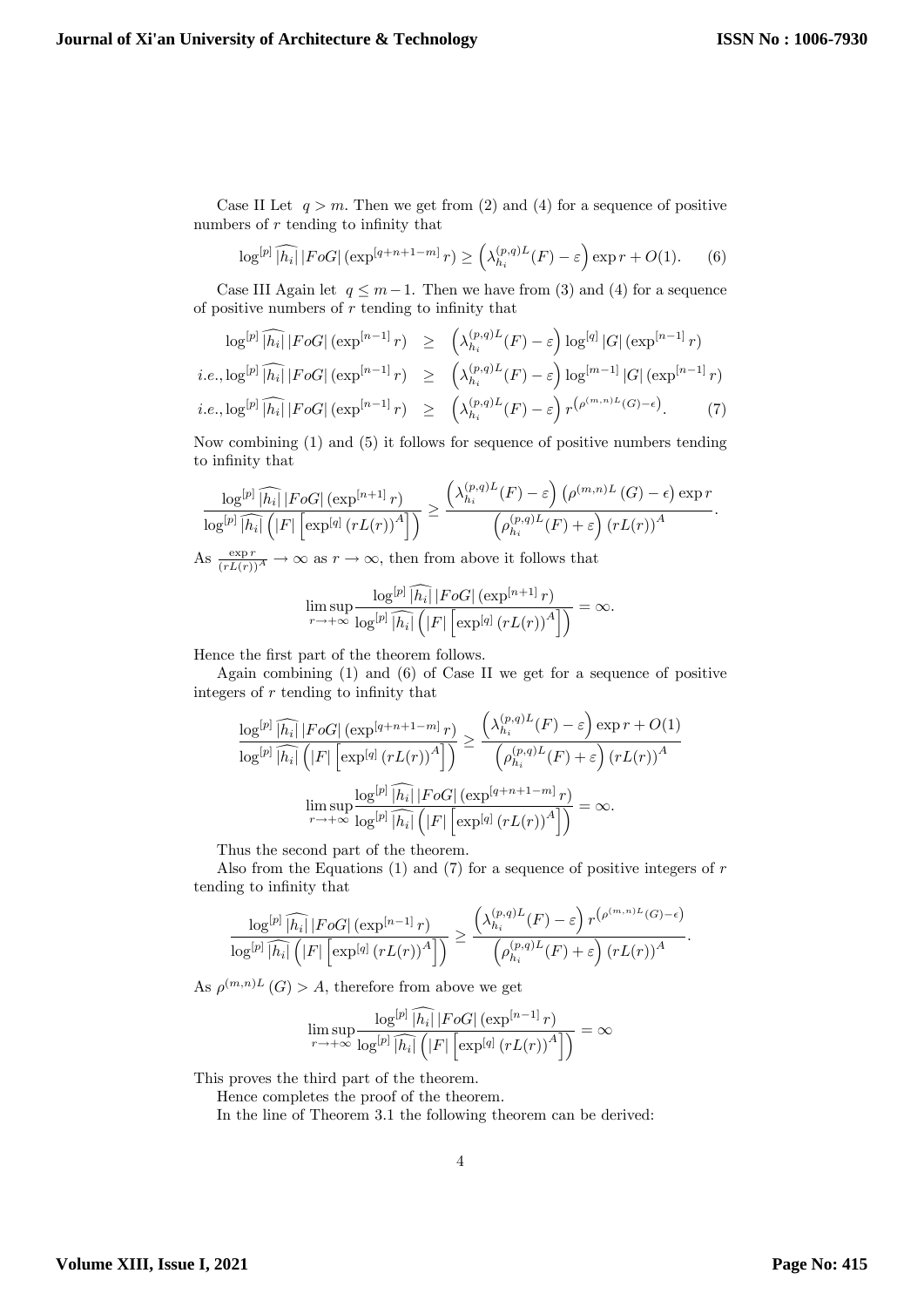Case II Let $q > m$. Then we get from (2) and (4) for a sequence of positive numbers of $r$ tending to infinity that

$$\log^{[p]} \widehat{|h_i|}\, |FoG| \left(\exp^{[q+n+1-m]} r\right) \geq \left(\lambda_{h_i}^{(p,q)L}(F) - \varepsilon\right) \exp r + O(1). \qquad (6)$$

Case III Again let $q \leq m-1$. Then we have from (3) and (4) for a sequence of positive numbers of $r$ tending to infinity that

$$\begin{aligned}
\log^{[p]} \widehat{|h_i|}\, |FoG| \left(\exp^{[n-1]} r\right) &\geq \left(\lambda_{h_i}^{(p,q)L}(F) - \varepsilon\right) \log^{[q]} |G| \left(\exp^{[n-1]} r\right) \\
i.e., \log^{[p]} \widehat{|h_i|}\, |FoG| \left(\exp^{[n-1]} r\right) &\geq \left(\lambda_{h_i}^{(p,q)L}(F) - \varepsilon\right) \log^{[m-1]} |G| \left(\exp^{[n-1]} r\right) \\
i.e., \log^{[p]} \widehat{|h_i|}\, |FoG| \left(\exp^{[n-1]} r\right) &\geq \left(\lambda_{h_i}^{(p,q)L}(F) - \varepsilon\right) r^{\left(\rho^{(m,n)L}(G) - \epsilon\right)}. \qquad (7)
\end{aligned}$$

Now combining (1) and (5) it follows for sequence of positive numbers tending to infinity that

$$\frac{\log^{[p]} \widehat{|h_i|}\, |FoG| \left(\exp^{[n+1]} r\right)}{\log^{[p]} \widehat{|h_i|} \left(|F| \left[\exp^{[q]} \left(rL(r)\right)^A\right]\right)} \geq \frac{\left(\lambda_{h_i}^{(p,q)L}(F) - \varepsilon\right) \left(\rho^{(m,n)L}(G) - \epsilon\right) \exp r}{\left(\rho_{h_i}^{(p,q)L}(F) + \varepsilon\right) \left(rL(r)\right)^A}.$$

As $\frac{\exp r}{(rL(r))^A} \to \infty$ as $r \to \infty$, then from above it follows that

$$\limsup_{r \to +\infty} \frac{\log^{[p]} \widehat{|h_i|}\, |FoG| \left(\exp^{[n+1]} r\right)}{\log^{[p]} \widehat{|h_i|} \left(|F| \left[\exp^{[q]} \left(rL(r)\right)^A\right]\right)} = \infty.$$

Hence the first part of the theorem follows.

Again combining (1) and (6) of Case II we get for a sequence of positive integers of $r$ tending to infinity that

$$\frac{\log^{[p]} \widehat{|h_i|}\, |FoG| \left(\exp^{[q+n+1-m]} r\right)}{\log^{[p]} \widehat{|h_i|} \left(|F| \left[\exp^{[q]} \left(rL(r)\right)^A\right]\right)} \geq \frac{\left(\lambda_{h_i}^{(p,q)L}(F) - \varepsilon\right) \exp r + O(1)}{\left(\rho_{h_i}^{(p,q)L}(F) + \varepsilon\right) \left(rL(r)\right)^A}$$

$$\limsup_{r \to +\infty} \frac{\log^{[p]} \widehat{|h_i|}\, |FoG| \left(\exp^{[q+n+1-m]} r\right)}{\log^{[p]} \widehat{|h_i|} \left(|F| \left[\exp^{[q]} \left(rL(r)\right)^A\right]\right)} = \infty.$$

Thus the second part of the theorem.

Also from the Equations (1) and (7) for a sequence of positive integers of $r$ tending to infinity that

$$\frac{\log^{[p]} \widehat{|h_i|}\, |FoG| \left(\exp^{[n-1]} r\right)}{\log^{[p]} \widehat{|h_i|} \left(|F| \left[\exp^{[q]} \left(rL(r)\right)^A\right]\right)} \geq \frac{\left(\lambda_{h_i}^{(p,q)L}(F) - \varepsilon\right) r^{\left(\rho^{(m,n)L}(G) - \epsilon\right)}}{\left(\rho_{h_i}^{(p,q)L}(F) + \varepsilon\right) \left(rL(r)\right)^A}.$$

As $\rho^{(m,n)L}(G) > A$, therefore from above we get

$$\limsup_{r \to +\infty} \frac{\log^{[p]} \widehat{|h_i|}\, |FoG| \left(\exp^{[n-1]} r\right)}{\log^{[p]} \widehat{|h_i|} \left(|F| \left[\exp^{[q]} \left(rL(r)\right)^A\right]\right)} = \infty$$

This proves the third part of the theorem.

Hence completes the proof of the theorem.

In the line of Theorem 3.1 the following theorem can be derived: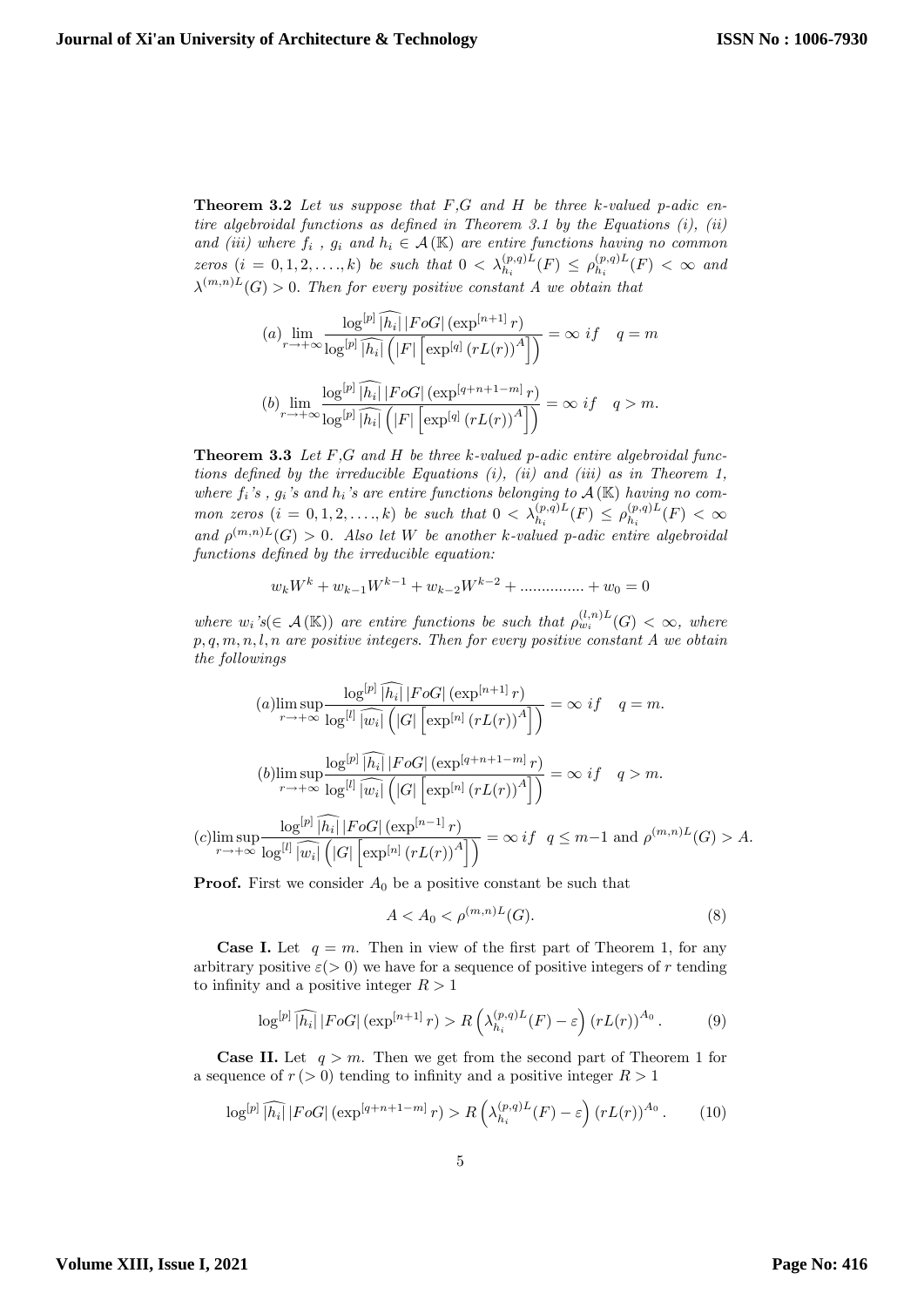**Theorem 3.2** *Let us suppose that $F$,$G$ and $H$ be three $k$-valued $p$-adic entire algebroidal functions as defined in Theorem 3.1 by the Equations (i), (ii) and (iii) where $f_i$ , $g_i$ and $h_i \in \mathcal{A}(\mathbb{K})$ are entire functions having no common zeros $(i = 0, 1, 2, \ldots, k)$ be such that $0 < \lambda_{h_i}^{(p,q)L}(F) \leq \rho_{h_i}^{(p,q)L}(F) < \infty$ and $\lambda^{(m,n)L}(G) > 0$. Then for every positive constant $A$ we obtain that*

$$(a) \lim_{r\to+\infty} \frac{\log^{[p]} \widehat{|h_i|} \, |FoG| \, (\exp^{[n+1]} r)}{\log^{[p]} \widehat{|h_i|} \left( |F| \left[ \exp^{[q]} \left(rL(r)\right)^A \right] \right)} = \infty \ if \quad q = m$$

$$(b) \lim_{r\to+\infty} \frac{\log^{[p]} \widehat{|h_i|} \, |FoG| \, (\exp^{[q+n+1-m]} r)}{\log^{[p]} \widehat{|h_i|} \left( |F| \left[ \exp^{[q]} \left(rL(r)\right)^A \right] \right)} = \infty \ if \quad q > m.$$

**Theorem 3.3** *Let $F$,$G$ and $H$ be three $k$-valued $p$-adic entire algebroidal functions defined by the irreducible Equations (i), (ii) and (iii) as in Theorem 1, where $f_i$'s , $g_i$'s and $h_i$'s are entire functions belonging to $\mathcal{A}(\mathbb{K})$ having no common zeros $(i = 0, 1, 2, \ldots, k)$ be such that $0 < \lambda_{h_i}^{(p,q)L}(F) \leq \rho_{h_i}^{(p,q)L}(F) < \infty$ and $\rho^{(m,n)L}(G) > 0$. Also let $W$ be another $k$-valued $p$-adic entire algebroidal functions defined by the irreducible equation:*

$$w_k W^k + w_{k-1} W^{k-1} + w_{k-2} W^{k-2} + \ldots\ldots\ldots\ldots + w_0 = 0$$

*where $w_i$'s$(\in \mathcal{A}(\mathbb{K}))$ are entire functions be such that $\rho_{w_i}^{(l,n)L}(G) < \infty$, where $p, q, m, n, l, n$ are positive integers. Then for every positive constant $A$ we obtain the followings*

$$(a) \limsup_{r\to+\infty} \frac{\log^{[p]} \widehat{|h_i|} \, |FoG| \, (\exp^{[n+1]} r)}{\log^{[l]} \widehat{|w_i|} \left( |G| \left[ \exp^{[n]} \left(rL(r)\right)^A \right] \right)} = \infty \ if \quad q = m.$$

$$(b) \limsup_{r\to+\infty} \frac{\log^{[p]} \widehat{|h_i|} \, |FoG| \, (\exp^{[q+n+1-m]} r)}{\log^{[l]} \widehat{|w_i|} \left( |G| \left[ \exp^{[n]} \left(rL(r)\right)^A \right] \right)} = \infty \ if \quad q > m.$$

$$(c) \limsup_{r\to+\infty} \frac{\log^{[p]} \widehat{|h_i|} \, |FoG| \, (\exp^{[n-1]} r)}{\log^{[l]} \widehat{|w_i|} \left( |G| \left[ \exp^{[n]} \left(rL(r)\right)^A \right] \right)} = \infty \ if \ \ q \leq m-1 \text{ and } \rho^{(m,n)L}(G) > A.$$

**Proof.** First we consider $A_0$ be a positive constant be such that

$$A < A_0 < \rho^{(m,n)L}(G). \tag{8}$$

**Case I.** Let $q = m$. Then in view of the first part of Theorem 1, for any arbitrary positive $\varepsilon (> 0)$ we have for a sequence of positive integers of $r$ tending to infinity and a positive integer $R > 1$

$$\log^{[p]} \widehat{|h_i|} \, |FoG| \, (\exp^{[n+1]} r) > R \left( \lambda_{h_i}^{(p,q)L}(F) - \varepsilon \right) \left(rL(r)\right)^{A_0}. \tag{9}$$

**Case II.** Let $q > m$. Then we get from the second part of Theorem 1 for a sequence of $r\,(> 0)$ tending to infinity and a positive integer $R > 1$

$$\log^{[p]} \widehat{|h_i|} \, |FoG| \, (\exp^{[q+n+1-m]} r) > R \left( \lambda_{h_i}^{(p,q)L}(F) - \varepsilon \right) \left(rL(r)\right)^{A_0}. \tag{10}$$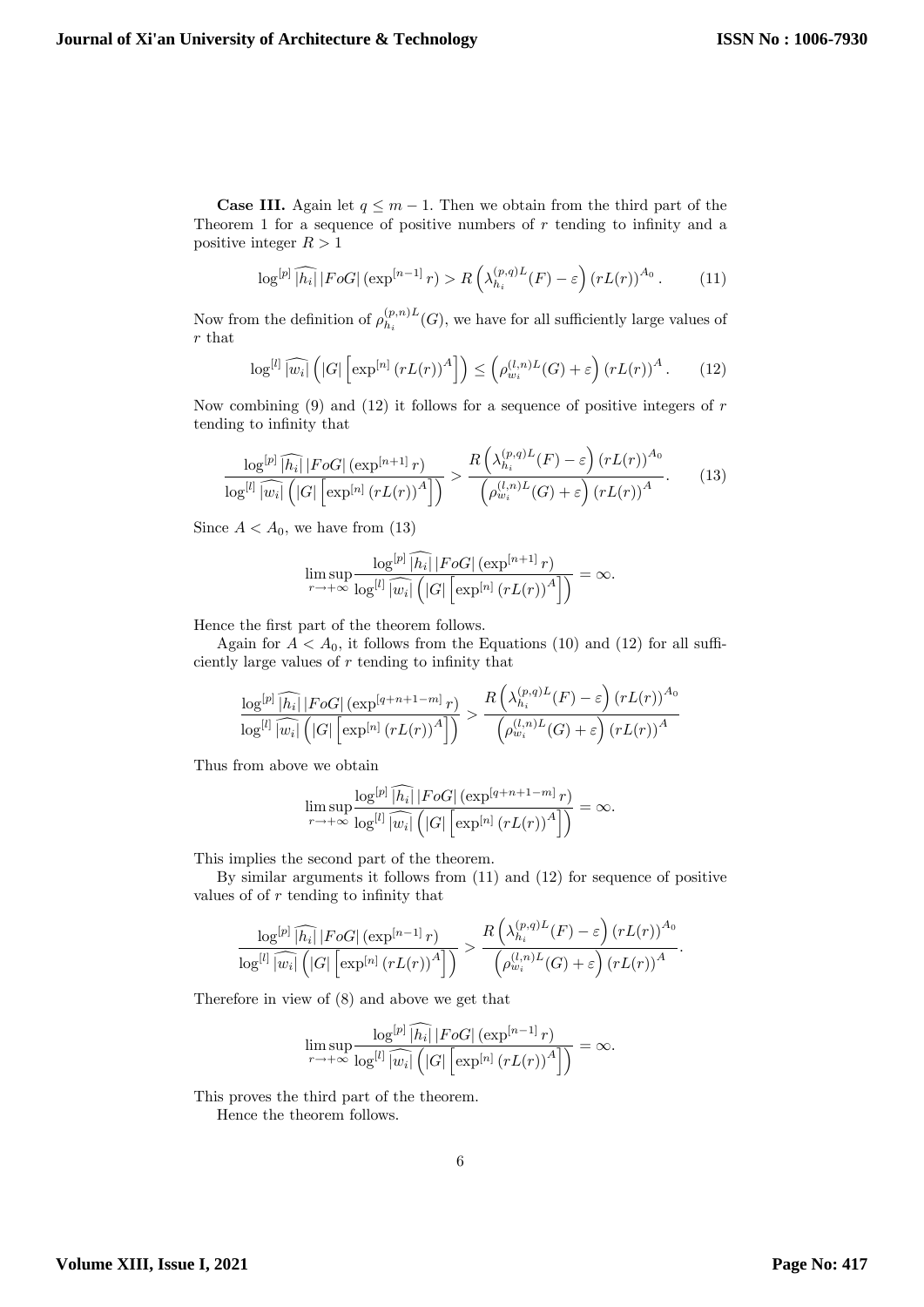**Case III.** Again let $q \leq m-1$. Then we obtain from the third part of the Theorem 1 for a sequence of positive numbers of $r$ tending to infinity and a positive integer $R > 1$

$$\log^{[p]} \widehat{|h_i|} \left| FoG \right| (\exp^{[n-1]} r) > R \left( \lambda_{h_i}^{(p,q)L}(F) - \varepsilon \right) (rL(r))^{A_0} . \tag{11}$$

Now from the definition of $\rho_{h_i}^{(p,n)L}(G)$, we have for all sufficiently large values of $r$ that

$$\log^{[l]} \widehat{|w_i|} \left( |G| \left[ \exp^{[n]} (rL(r))^A \right] \right) \leq \left( \rho_{w_i}^{(l,n)L}(G) + \varepsilon \right) (rL(r))^A . \tag{12}$$

Now combining (9) and (12) it follows for a sequence of positive integers of $r$ tending to infinity that

$$\frac{\log^{[p]} \widehat{|h_i|} \left| FoG \right| (\exp^{[n+1]} r)}{\log^{[l]} \widehat{|w_i|} \left( |G| \left[ \exp^{[n]} (rL(r))^A \right] \right)} > \frac{R \left( \lambda_{h_i}^{(p,q)L}(F) - \varepsilon \right) (rL(r))^{A_0}}{\left( \rho_{w_i}^{(l,n)L}(G) + \varepsilon \right) (rL(r))^A} . \tag{13}$$

Since $A < A_0$, we have from (13)

$$\limsup_{r \to +\infty} \frac{\log^{[p]} \widehat{|h_i|} \left| FoG \right| (\exp^{[n+1]} r)}{\log^{[l]} \widehat{|w_i|} \left( |G| \left[ \exp^{[n]} (rL(r))^A \right] \right)} = \infty .$$

Hence the first part of the theorem follows.

Again for $A < A_0$, it follows from the Equations (10) and (12) for all sufficiently large values of $r$ tending to infinity that

$$\frac{\log^{[p]} \widehat{|h_i|} \left| FoG \right| (\exp^{[q+n+1-m]} r)}{\log^{[l]} \widehat{|w_i|} \left( |G| \left[ \exp^{[n]} (rL(r))^A \right] \right)} > \frac{R \left( \lambda_{h_i}^{(p,q)L}(F) - \varepsilon \right) (rL(r))^{A_0}}{\left( \rho_{w_i}^{(l,n)L}(G) + \varepsilon \right) (rL(r))^A}$$

Thus from above we obtain

$$\limsup_{r \to +\infty} \frac{\log^{[p]} \widehat{|h_i|} \left| FoG \right| (\exp^{[q+n+1-m]} r)}{\log^{[l]} \widehat{|w_i|} \left( |G| \left[ \exp^{[n]} (rL(r))^A \right] \right)} = \infty .$$

This implies the second part of the theorem.

By similar arguments it follows from (11) and (12) for sequence of positive values of of $r$ tending to infinity that

$$\frac{\log^{[p]} \widehat{|h_i|} \left| FoG \right| (\exp^{[n-1]} r)}{\log^{[l]} \widehat{|w_i|} \left( |G| \left[ \exp^{[n]} (rL(r))^A \right] \right)} > \frac{R \left( \lambda_{h_i}^{(p,q)L}(F) - \varepsilon \right) (rL(r))^{A_0}}{\left( \rho_{w_i}^{(l,n)L}(G) + \varepsilon \right) (rL(r))^A} .$$

Therefore in view of (8) and above we get that

$$\limsup_{r \to +\infty} \frac{\log^{[p]} \widehat{|h_i|} \left| FoG \right| (\exp^{[n-1]} r)}{\log^{[l]} \widehat{|w_i|} \left( |G| \left[ \exp^{[n]} (rL(r))^A \right] \right)} = \infty .$$

This proves the third part of the theorem.

Hence the theorem follows.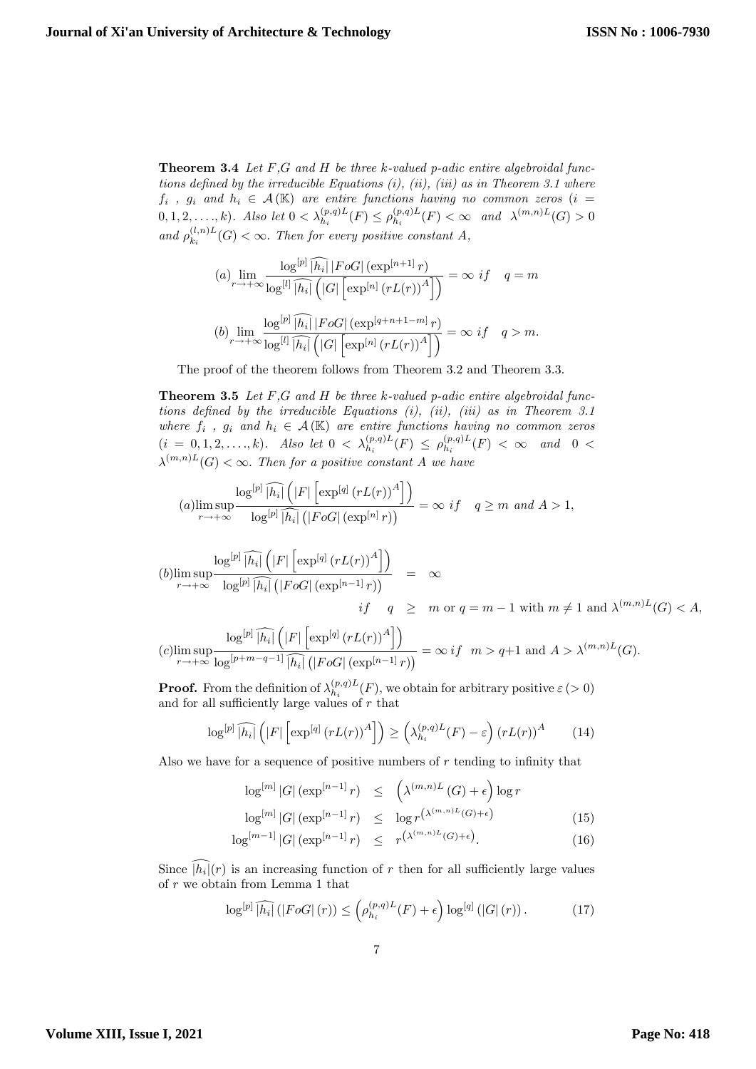**Theorem 3.4** *Let $F$,$G$ and $H$ be three $k$-valued $p$-adic entire algebroidal functions defined by the irreducible Equations (i), (ii), (iii) as in Theorem 3.1 where $f_i$ , $g_i$ and $h_i \in \mathcal{A}(\mathbb{K})$ are entire functions having no common zeros ($i = 0, 1, 2, \ldots, k$). Also let $0 < \lambda_{h_i}^{(p,q)L}(F) \leq \rho_{h_i}^{(p,q)L}(F) < \infty$ and $\lambda^{(m,n)L}(G) > 0$ and $\rho_{k_i}^{(l,n)L}(G) < \infty$. Then for every positive constant $A$,*

$$(a) \lim_{r\to+\infty} \frac{\log^{[p]} \widehat{|h_i|} \, |FoG| \, (\exp^{[n+1]} r)}{\log^{[l]} \widehat{|h_i|} \left( |G| \left[ \exp^{[n]} (rL(r))^A \right] \right)} = \infty \; if \quad q = m$$

$$(b) \lim_{r\to+\infty} \frac{\log^{[p]} \widehat{|h_i|} \, |FoG| \, (\exp^{[q+n+1-m]} r)}{\log^{[l]} \widehat{|h_i|} \left( |G| \left[ \exp^{[n]} (rL(r))^A \right] \right)} = \infty \; if \quad q > m.$$

The proof of the theorem follows from Theorem 3.2 and Theorem 3.3.

**Theorem 3.5** *Let $F$,$G$ and $H$ be three $k$-valued $p$-adic entire algebroidal functions defined by the irreducible Equations (i), (ii), (iii) as in Theorem 3.1 where $f_i$ , $g_i$ and $h_i \in \mathcal{A}(\mathbb{K})$ are entire functions having no common zeros ($i = 0, 1, 2, \ldots, k$). Also let $0 < \lambda_{h_i}^{(p,q)L}(F) \leq \rho_{h_i}^{(p,q)L}(F) < \infty$ and $0 < \lambda^{(m,n)L}(G) < \infty$. Then for a positive constant $A$ we have*

$$(a) \limsup_{r\to+\infty} \frac{\log^{[p]} \widehat{|h_i|} \left( |F| \left[ \exp^{[q]} (rL(r))^A \right] \right)}{\log^{[p]} \widehat{|h_i|} \left( |FoG| \, (\exp^{[n]} r) \right)} = \infty \; if \quad q \geq m \text{ and } A > 1,$$

$$(b) \limsup_{r\to+\infty} \frac{\log^{[p]} \widehat{|h_i|} \left( |F| \left[ \exp^{[q]} (rL(r))^A \right] \right)}{\log^{[p]} \widehat{|h_i|} \left( |FoG| \, (\exp^{[n-1]} r) \right)} = \infty$$

$$if \quad q \geq m \text{ or } q = m-1 \text{ with } m \neq 1 \text{ and } \lambda^{(m,n)L}(G) < A,$$

$$(c) \limsup_{r\to+\infty} \frac{\log^{[p]} \widehat{|h_i|} \left( |F| \left[ \exp^{[q]} (rL(r))^A \right] \right)}{\log^{[p+m-q-1]} \widehat{|h_i|} \left( |FoG| \, (\exp^{[n-1]} r) \right)} = \infty \; if \quad m > q+1 \text{ and } A > \lambda^{(m,n)L}(G).$$

**Proof.** From the definition of $\lambda_{h_i}^{(p,q)L}(F)$, we obtain for arbitrary positive $\varepsilon\,(>0)$ and for all sufficiently large values of $r$ that

$$\log^{[p]} \widehat{|h_i|} \left( |F| \left[ \exp^{[q]} (rL(r))^A \right] \right) \geq \left( \lambda_{h_i}^{(p,q)L}(F) - \varepsilon \right) (rL(r))^A \tag{14}$$

Also we have for a sequence of positive numbers of $r$ tending to infinity that

$$\log^{[m]} |G| \, (\exp^{[n-1]} r) \leq \left( \lambda^{(m,n)L}(G) + \epsilon \right) \log r$$

$$\log^{[m]} |G| \, (\exp^{[n-1]} r) \leq \log r^{\left( \lambda^{(m,n)L}(G) + \epsilon \right)} \tag{15}$$

$$\log^{[m-1]} |G| \, (\exp^{[n-1]} r) \leq r^{\left( \lambda^{(m,n)L}(G) + \epsilon \right)}. \tag{16}$$

Since $\widehat{|h_i|}(r)$ is an increasing function of $r$ then for all sufficiently large values of $r$ we obtain from Lemma 1 that

$$\log^{[p]} \widehat{|h_i|} \left( |FoG| \, (r) \right) \leq \left( \rho_{h_i}^{(p,q)L}(F) + \epsilon \right) \log^{[q]} \left( |G| \, (r) \right). \tag{17}$$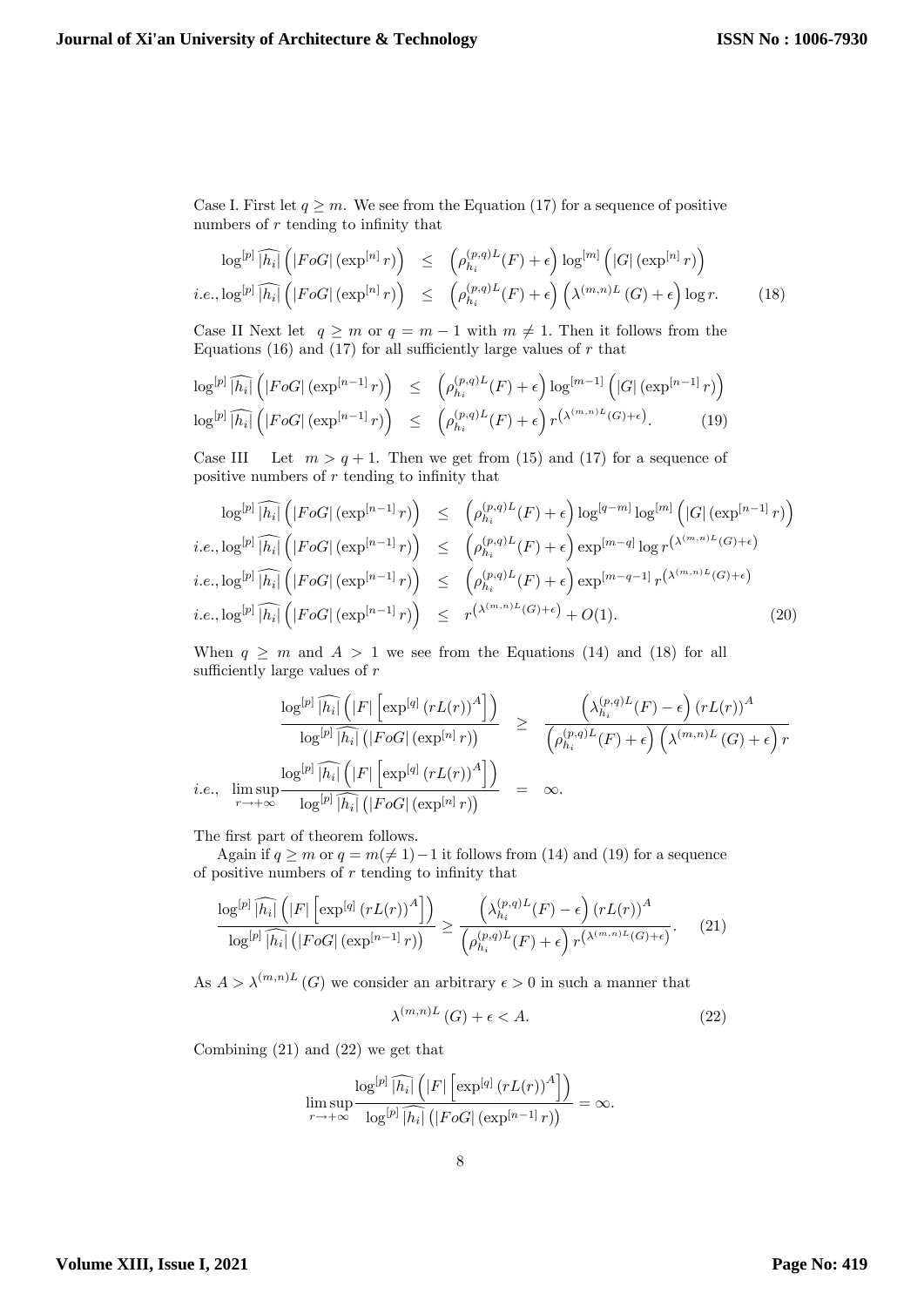Case I. First let $q \geq m$. We see from the Equation (17) for a sequence of positive numbers of $r$ tending to infinity that

$$
\begin{aligned}
\log^{[p]} \widehat{|h_i|}\left(|FoG|\left(\exp^{[n]} r\right)\right) &\leq \left(\rho_{h_i}^{(p,q)L}(F)+\epsilon\right)\log^{[m]}\left(|G|\left(\exp^{[n]} r\right)\right) \\
i.e., \log^{[p]} \widehat{|h_i|}\left(|FoG|\left(\exp^{[n]} r\right)\right) &\leq \left(\rho_{h_i}^{(p,q)L}(F)+\epsilon\right)\left(\lambda^{(m,n)L}(G)+\epsilon\right)\log r. \qquad (18)
\end{aligned}
$$

Case II Next let $q \geq m$ or $q = m-1$ with $m \neq 1$. Then it follows from the Equations (16) and (17) for all sufficiently large values of $r$ that

$$
\begin{aligned}
\log^{[p]} \widehat{|h_i|}\left(|FoG|\left(\exp^{[n-1]} r\right)\right) &\leq \left(\rho_{h_i}^{(p,q)L}(F)+\epsilon\right)\log^{[m-1]}\left(|G|\left(\exp^{[n-1]} r\right)\right) \\
\log^{[p]} \widehat{|h_i|}\left(|FoG|\left(\exp^{[n-1]} r\right)\right) &\leq \left(\rho_{h_i}^{(p,q)L}(F)+\epsilon\right) r^{\left(\lambda^{(m,n)L}(G)+\epsilon\right)}. \qquad (19)
\end{aligned}
$$

Case III Let $m > q+1$. Then we get from (15) and (17) for a sequence of positive numbers of $r$ tending to infinity that

$$
\begin{aligned}
\log^{[p]} \widehat{|h_i|}\left(|FoG|\left(\exp^{[n-1]} r\right)\right) &\leq \left(\rho_{h_i}^{(p,q)L}(F)+\epsilon\right)\log^{[q-m]}\log^{[m]}\left(|G|\left(\exp^{[n-1]} r\right)\right) \\
i.e., \log^{[p]} \widehat{|h_i|}\left(|FoG|\left(\exp^{[n-1]} r\right)\right) &\leq \left(\rho_{h_i}^{(p,q)L}(F)+\epsilon\right)\exp^{[m-q]}\log r^{\left(\lambda^{(m,n)L}(G)+\epsilon\right)} \\
i.e., \log^{[p]} \widehat{|h_i|}\left(|FoG|\left(\exp^{[n-1]} r\right)\right) &\leq \left(\rho_{h_i}^{(p,q)L}(F)+\epsilon\right)\exp^{[m-q-1]} r^{\left(\lambda^{(m,n)L}(G)+\epsilon\right)} \\
i.e., \log^{[p]} \widehat{|h_i|}\left(|FoG|\left(\exp^{[n-1]} r\right)\right) &\leq r^{\left(\lambda^{(m,n)L}(G)+\epsilon\right)} + O(1). \qquad (20)
\end{aligned}
$$

When $q \geq m$ and $A > 1$ we see from the Equations (14) and (18) for all sufficiently large values of $r$

$$
\begin{aligned}
\frac{\log^{[p]} \widehat{|h_i|}\left(|F|\left[\exp^{[q]}\left(rL(r)\right)^A\right]\right)}{\log^{[p]} \widehat{|h_i|}\left(|FoG|\left(\exp^{[n]} r\right)\right)} &\geq \frac{\left(\lambda_{h_i}^{(p,q)L}(F)-\epsilon\right)\left(rL(r)\right)^A}{\left(\rho_{h_i}^{(p,q)L}(F)+\epsilon\right)\left(\lambda^{(m,n)L}(G)+\epsilon\right) r} \\
i.e., \quad \limsup_{r\to+\infty} \frac{\log^{[p]} \widehat{|h_i|}\left(|F|\left[\exp^{[q]}\left(rL(r)\right)^A\right]\right)}{\log^{[p]} \widehat{|h_i|}\left(|FoG|\left(\exp^{[n]} r\right)\right)} &= \infty.
\end{aligned}
$$

The first part of theorem follows.

Again if $q \geq m$ or $q = m(\neq 1) - 1$ it follows from (14) and (19) for a sequence of positive numbers of $r$ tending to infinity that

$$
\frac{\log^{[p]} \widehat{|h_i|}\left(|F|\left[\exp^{[q]}\left(rL(r)\right)^A\right]\right)}{\log^{[p]} \widehat{|h_i|}\left(|FoG|\left(\exp^{[n-1]} r\right)\right)} \geq \frac{\left(\lambda_{h_i}^{(p,q)L}(F)-\epsilon\right)\left(rL(r)\right)^A}{\left(\rho_{h_i}^{(p,q)L}(F)+\epsilon\right) r^{\left(\lambda^{(m,n)L}(G)+\epsilon\right)}}. \qquad (21)
$$

As $A > \lambda^{(m,n)L}(G)$ we consider an arbitrary $\epsilon > 0$ in such a manner that

$$
\lambda^{(m,n)L}(G) + \epsilon < A. \qquad (22)
$$

Combining (21) and (22) we get that

$$
\limsup_{r\to+\infty} \frac{\log^{[p]} \widehat{|h_i|}\left(|F|\left[\exp^{[q]}\left(rL(r)\right)^A\right]\right)}{\log^{[p]} \widehat{|h_i|}\left(|FoG|\left(\exp^{[n-1]} r\right)\right)} = \infty.
$$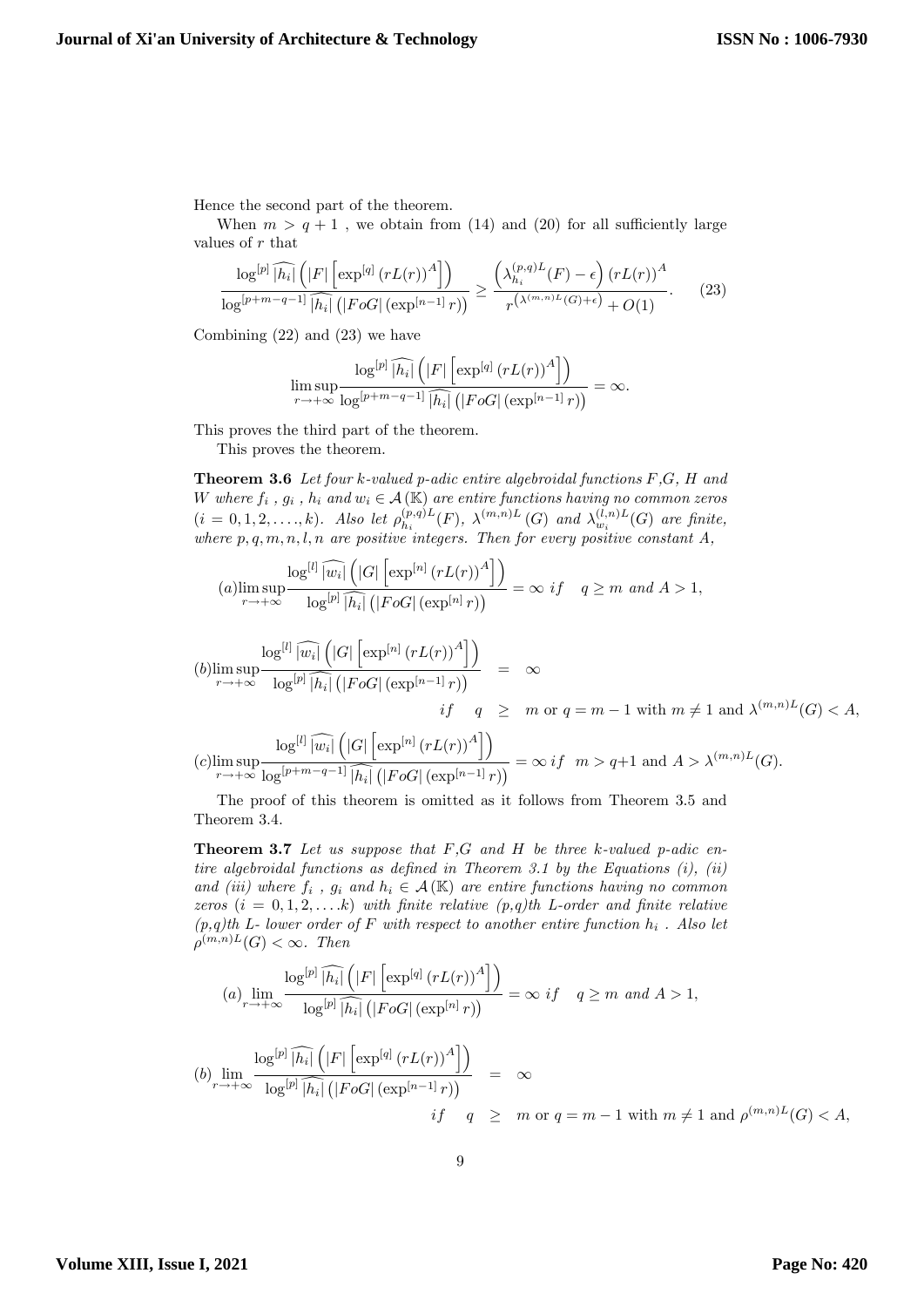Hence the second part of the theorem.

When $m > q+1$ , we obtain from (14) and (20) for all sufficiently large values of $r$ that

$$\frac{\log^{[p]} \widehat{|h_i|}\left(|F|\left[\exp^{[q]}\left(rL(r)\right)^A\right]\right)}{\log^{[p+m-q-1]} \widehat{|h_i|}\left(|FoG|\left(\exp^{[n-1]} r\right)\right)} \geq \frac{\left(\lambda_{h_i}^{(p,q)L}(F)-\epsilon\right)\left(rL(r)\right)^A}{r^{\left(\lambda^{(m,n)L}(G)+\epsilon\right)}+O(1)}. \tag{23}$$

Combining (22) and (23) we have

$$\limsup_{r\to+\infty} \frac{\log^{[p]} \widehat{|h_i|}\left(|F|\left[\exp^{[q]}\left(rL(r)\right)^A\right]\right)}{\log^{[p+m-q-1]} \widehat{|h_i|}\left(|FoG|\left(\exp^{[n-1]} r\right)\right)} = \infty.$$

This proves the third part of the theorem.

This proves the theorem.

**Theorem 3.6** *Let four k-valued p-adic entire algebroidal functions $F$,$G$, $H$ and $W$ where $f_i$ , $g_i$ , $h_i$ and $w_i \in \mathcal{A}(\mathbb{K})$ are entire functions having no common zeros $(i = 0, 1, 2, \ldots, k)$. Also let $\rho_{h_i}^{(p,q)L}(F)$, $\lambda^{(m,n)L}(G)$ and $\lambda_{w_i}^{(l,n)L}(G)$ are finite, where $p, q, m, n, l, n$ are positive integers. Then for every positive constant $A$,*

$$(a)\limsup_{r\to+\infty} \frac{\log^{[l]} \widehat{|w_i|}\left(|G|\left[\exp^{[n]}\left(rL(r)\right)^A\right]\right)}{\log^{[p]} \widehat{|h_i|}\left(|FoG|\left(\exp^{[n]} r\right)\right)} = \infty \ if \quad q \geq m \ and \ A > 1,$$

$$(b)\limsup_{r\to+\infty} \frac{\log^{[l]} \widehat{|w_i|}\left(|G|\left[\exp^{[n]}\left(rL(r)\right)^A\right]\right)}{\log^{[p]} \widehat{|h_i|}\left(|FoG|\left(\exp^{[n-1]} r\right)\right)} = \infty$$

$$if \quad q \geq m \text{ or } q = m-1 \text{ with } m \neq 1 \text{ and } \lambda^{(m,n)L}(G) < A,$$

$$(c)\limsup_{r\to+\infty} \frac{\log^{[l]} \widehat{|w_i|}\left(|G|\left[\exp^{[n]}\left(rL(r)\right)^A\right]\right)}{\log^{[p+m-q-1]} \widehat{|h_i|}\left(|FoG|\left(\exp^{[n-1]} r\right)\right)} = \infty \ if \ \ m > q+1 \text{ and } A > \lambda^{(m,n)L}(G).$$

The proof of this theorem is omitted as it follows from Theorem 3.5 and Theorem 3.4.

**Theorem 3.7** *Let us suppose that $F$,$G$ and $H$ be three k-valued p-adic entire algebroidal functions as defined in Theorem 3.1 by the Equations (i), (ii) and (iii) where $f_i$ , $g_i$ and $h_i \in \mathcal{A}(\mathbb{K})$ are entire functions having no common zeros $(i = 0, 1, 2, \ldots k)$ with finite relative (p,q)th L-order and finite relative (p,q)th L- lower order of $F$ with respect to another entire function $h_i$ . Also let $\rho^{(m,n)L}(G) < \infty$. Then*

$$(a)\lim_{r\to+\infty} \frac{\log^{[p]} \widehat{|h_i|}\left(|F|\left[\exp^{[q]}\left(rL(r)\right)^A\right]\right)}{\log^{[p]} \widehat{|h_i|}\left(|FoG|\left(\exp^{[n]} r\right)\right)} = \infty \ if \quad q \geq m \ and \ A > 1,$$

$$(b)\lim_{r\to+\infty} \frac{\log^{[p]} \widehat{|h_i|}\left(|F|\left[\exp^{[q]}\left(rL(r)\right)^A\right]\right)}{\log^{[p]} \widehat{|h_i|}\left(|FoG|\left(\exp^{[n-1]} r\right)\right)} = \infty$$

$$if \quad q \geq m \text{ or } q = m-1 \text{ with } m \neq 1 \text{ and } \rho^{(m,n)L}(G) < A,$$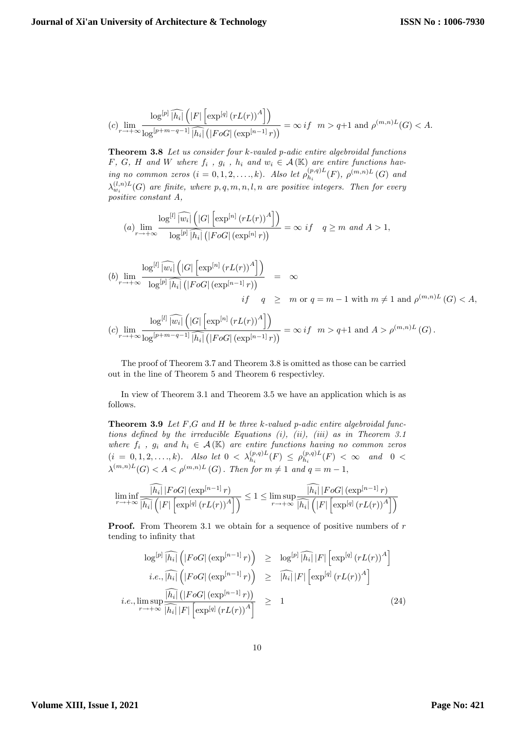$$(c) \lim_{r\to+\infty} \frac{\log^{[p]} \widehat{|h_i|}\left(|F|\left[\exp^{[q]}\left(rL(r)\right)^A\right]\right)}{\log^{[p+m-q-1]} \widehat{|h_i|}\left(|FoG|\left(\exp^{[n-1]} r\right)\right)} = \infty \; if \quad m > q{+}1 \text{ and } \rho^{(m,n)L}(G) < A.$$

**Theorem 3.8** *Let us consider four k-vauled p-adic entire algebroidal functions $F$, $G$, $H$ and $W$ where $f_i$ , $g_i$ , $h_i$ and $w_i \in \mathcal{A}(\mathbb{K})$ are entire functions having no common zeros $(i = 0, 1, 2, \ldots., k)$. Also let $\rho_{h_i}^{(p,q)L}(F)$, $\rho^{(m,n)L}(G)$ and $\lambda_{w_i}^{(l,n)L}(G)$ are finite, where $p, q, m, n, l, n$ are positive integers. Then for every positive constant $A$,*

$$(a) \lim_{r\to+\infty} \frac{\log^{[l]} \widehat{|w_i|}\left(|G|\left[\exp^{[n]}\left(rL(r)\right)^A\right]\right)}{\log^{[p]} \widehat{|h_i|}\left(|FoG|\left(\exp^{[n]} r\right)\right)} = \infty \; if \quad q \geq m \; and \; A > 1,$$

$$(b) \lim_{r\to+\infty} \frac{\log^{[l]} \widehat{|w_i|}\left(|G|\left[\exp^{[n]}\left(rL(r)\right)^A\right]\right)}{\log^{[p]} \widehat{|h_i|}\left(|FoG|\left(\exp^{[n-1]} r\right)\right)} = \infty$$

$$if \quad q \geq m \text{ or } q = m-1 \text{ with } m \neq 1 \text{ and } \rho^{(m,n)L}(G) < A,$$

$$(c) \lim_{r\to+\infty} \frac{\log^{[l]} \widehat{|w_i|}\left(|G|\left[\exp^{[n]}\left(rL(r)\right)^A\right]\right)}{\log^{[p+m-q-1]} \widehat{|h_i|}\left(|FoG|\left(\exp^{[n-1]} r\right)\right)} = \infty \; if \quad m > q{+}1 \text{ and } A > \rho^{(m,n)L}(G).$$

The proof of Theorem 3.7 and Theorem 3.8 is omitted as those can be carried out in the line of Theorem 5 and Theorem 6 respectivley.

In view of Theorem 3.1 and Theorem 3.5 we have an application which is as follows.

**Theorem 3.9** *Let $F$,$G$ and $H$ be three k-valued p-adic entire algebroidal functions defined by the irreducible Equations (i), (ii), (iii) as in Theorem 3.1 where $f_i$ , $g_i$ and $h_i \in \mathcal{A}(\mathbb{K})$ are entire functions having no common zeros $(i = 0, 1, 2, \ldots., k)$. Also let $0 < \lambda_{h_i}^{(p,q)L}(F) \leq \rho_{h_i}^{(p,q)L}(F) < \infty$ and $0 < \lambda^{(m,n)L}(G) < A < \rho^{(m,n)L}(G)$. Then for $m \neq 1$ and $q = m - 1$,*

$$\liminf_{r\to+\infty} \frac{\widehat{|h_i|}\,|FoG|\left(\exp^{[n-1]} r\right)}{\widehat{|h_i|}\left(|F|\left[\exp^{[q]}\left(rL(r)\right)^A\right]\right)} \leq 1 \leq \limsup_{r\to+\infty} \frac{\widehat{|h_i|}\,|FoG|\left(\exp^{[n-1]} r\right)}{\widehat{|h_i|}\left(|F|\left[\exp^{[q]}\left(rL(r)\right)^A\right]\right)}$$

**Proof.** From Theorem 3.1 we obtain for a sequence of positive numbers of $r$ tending to infinity that

$$\log^{[p]} \widehat{|h_i|}\left(|FoG|\left(\exp^{[n-1]} r\right)\right) \geq \log^{[p]} \widehat{|h_i|}\,|F|\left[\exp^{[q]}\left(rL(r)\right)^A\right]$$

$$i.e., \widehat{|h_i|}\left(|FoG|\left(\exp^{[n-1]} r\right)\right) \geq \widehat{|h_i|}\,|F|\left[\exp^{[q]}\left(rL(r)\right)^A\right]$$

$$i.e., \limsup_{r\to+\infty} \frac{\widehat{|h_i|}\left(|FoG|\left(\exp^{[n-1]} r\right)\right)}{\widehat{|h_i|}\,|F|\left[\exp^{[q]}\left(rL(r)\right)^A\right]} \geq 1 \tag{24}$$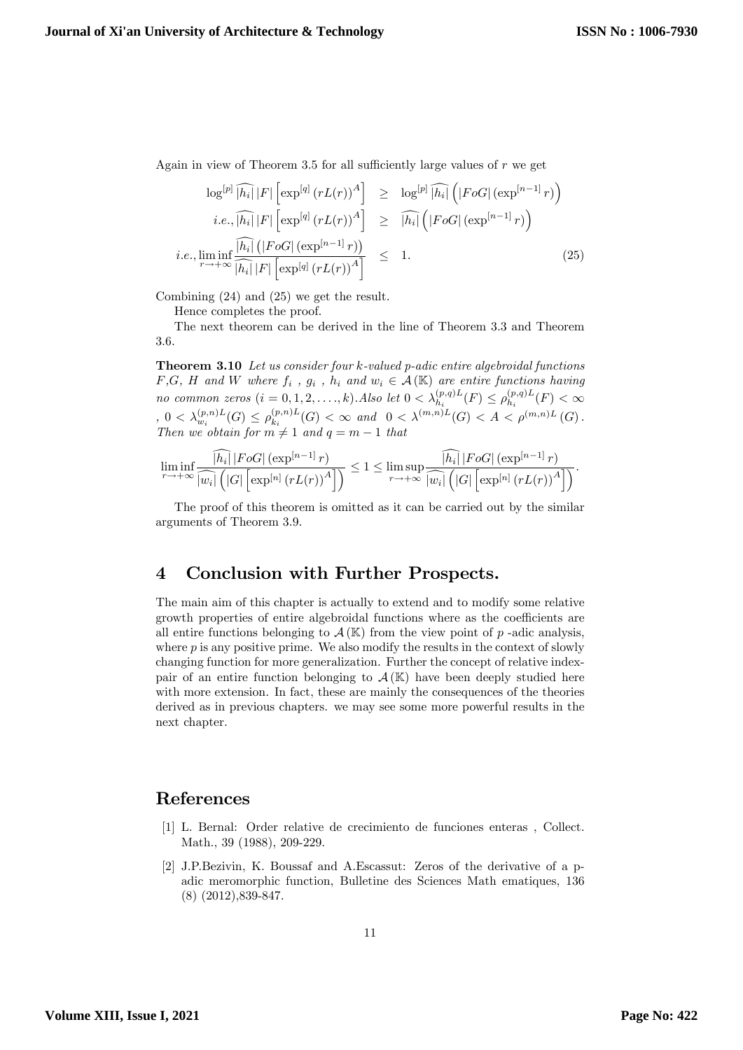Again in view of Theorem 3.5 for all sufficiently large values of $r$ we get

$$\begin{aligned}
\log^{[p]} \widehat{|h_i|}\,|F|\left[\exp^{[q]}\left(rL(r)\right)^{A}\right] &\geq \log^{[p]} \widehat{|h_i|}\left(|FoG|\,(\exp^{[n-1]} r)\right) \\
i.e., \widehat{|h_i|}\,|F|\left[\exp^{[q]}\left(rL(r)\right)^{A}\right] &\geq \widehat{|h_i|}\left(|FoG|\,(\exp^{[n-1]} r)\right) \\
i.e., \liminf_{r\to+\infty} \frac{\widehat{|h_i|}\left(|FoG|\,(\exp^{[n-1]} r)\right)}{\widehat{|h_i|}\,|F|\left[\exp^{[q]}\left(rL(r)\right)^{A}\right]} &\leq 1. \qquad (25)
\end{aligned}$$

Combining (24) and (25) we get the result.

Hence completes the proof.

The next theorem can be derived in the line of Theorem 3.3 and Theorem 3.6.

**Theorem 3.10** *Let us consider four k-valued p-adic entire algebroidal functions $F$,$G$, $H$ and $W$ where $f_i$ , $g_i$ , $h_i$ and $w_i \in \mathcal{A}(\mathbb{K})$ are entire functions having no common zeros $(i = 0, 1, 2, \ldots, k)$.Also let $0 < \lambda_{h_i}^{(p,q)L}(F) \leq \rho_{h_i}^{(p,q)L}(F) < \infty$ , $0 < \lambda_{w_i}^{(p,n)L}(G) \leq \rho_{k_i}^{(p,n)L}(G) < \infty$ and $0 < \lambda^{(m,n)L}(G) < A < \rho^{(m,n)L}(G)$. Then we obtain for $m \neq 1$ and $q = m - 1$ that*

$$\liminf_{r\to+\infty} \frac{\widehat{|h_i|}\,|FoG|\,(\exp^{[n-1]} r)}{\widehat{|w_i|}\left(|G|\left[\exp^{[n]}\left(rL(r)\right)^{A}\right]\right)} \leq 1 \leq \limsup_{r\to+\infty} \frac{\widehat{|h_i|}\,|FoG|\,(\exp^{[n-1]} r)}{\widehat{|w_i|}\left(|G|\left[\exp^{[n]}\left(rL(r)\right)^{A}\right]\right)}.$$

The proof of this theorem is omitted as it can be carried out by the similar arguments of Theorem 3.9.

## 4 Conclusion with Further Prospects.

The main aim of this chapter is actually to extend and to modify some relative growth properties of entire algebroidal functions where as the coefficients are all entire functions belonging to $\mathcal{A}(\mathbb{K})$ from the view point of $p$ -adic analysis, where $p$ is any positive prime. We also modify the results in the context of slowly changing function for more generalization. Further the concept of relative index-pair of an entire function belonging to $\mathcal{A}(\mathbb{K})$ have been deeply studied here with more extension. In fact, these are mainly the consequences of the theories derived as in previous chapters. we may see some more powerful results in the next chapter.

## References

[1] L. Bernal: Order relative de crecimiento de funciones enteras , Collect. Math., 39 (1988), 209-229.

[2] J.P.Bezivin, K. Boussaf and A.Escassut: Zeros of the derivative of a p-adic meromorphic function, Bulletine des Sciences Math ematiques, 136 (8) (2012),839-847.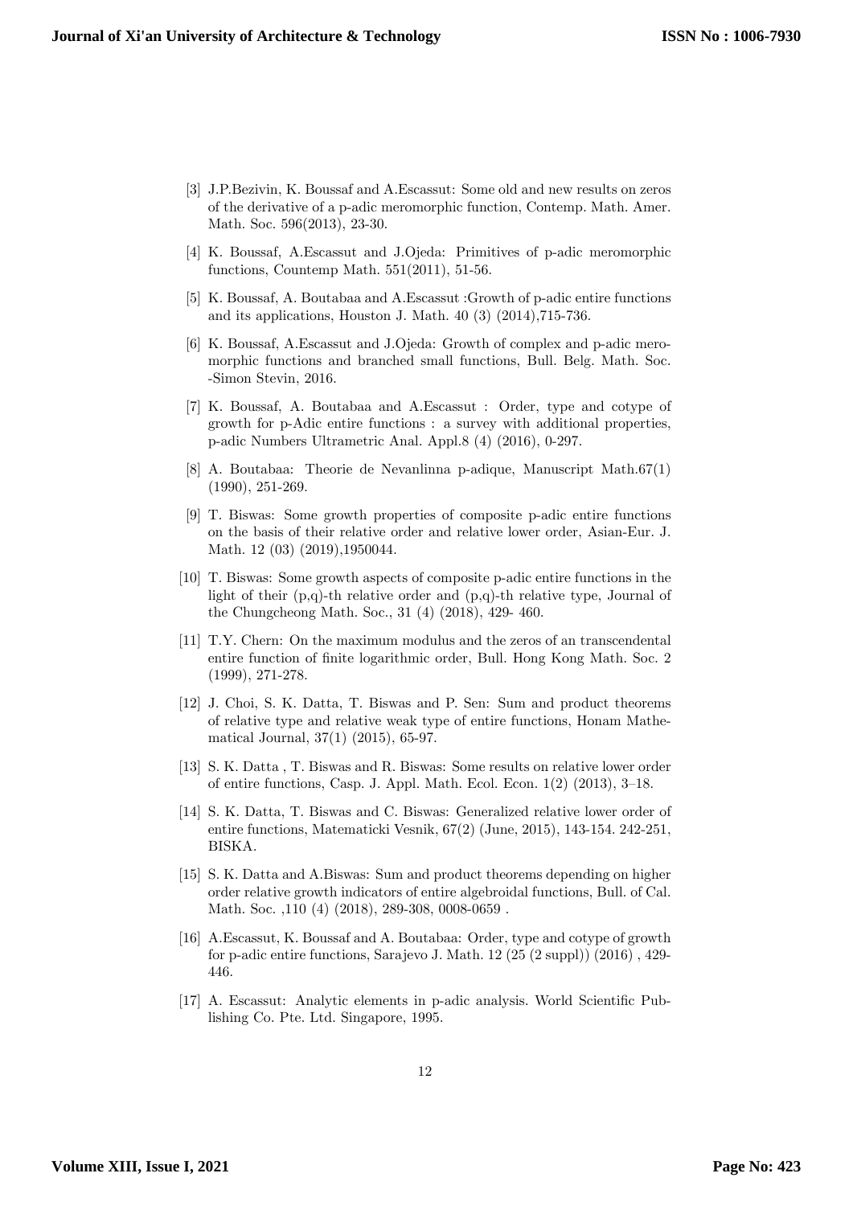[3] J.P.Bezivin, K. Boussaf and A.Escassut: Some old and new results on zeros of the derivative of a p-adic meromorphic function, Contemp. Math. Amer. Math. Soc. 596(2013), 23-30.

[4] K. Boussaf, A.Escassut and J.Ojeda: Primitives of p-adic meromorphic functions, Countemp Math. 551(2011), 51-56.

[5] K. Boussaf, A. Boutabaa and A.Escassut :Growth of p-adic entire functions and its applications, Houston J. Math. 40 (3) (2014),715-736.

[6] K. Boussaf, A.Escassut and J.Ojeda: Growth of complex and p-adic meromorphic functions and branched small functions, Bull. Belg. Math. Soc. -Simon Stevin, 2016.

[7] K. Boussaf, A. Boutabaa and A.Escassut : Order, type and cotype of growth for p-Adic entire functions : a survey with additional properties, p-adic Numbers Ultrametric Anal. Appl.8 (4) (2016), 0-297.

[8] A. Boutabaa: Theorie de Nevanlinna p-adique, Manuscript Math.67(1) (1990), 251-269.

[9] T. Biswas: Some growth properties of composite p-adic entire functions on the basis of their relative order and relative lower order, Asian-Eur. J. Math. 12 (03) (2019),1950044.

[10] T. Biswas: Some growth aspects of composite p-adic entire functions in the light of their (p,q)-th relative order and (p,q)-th relative type, Journal of the Chungcheong Math. Soc., 31 (4) (2018), 429- 460.

[11] T.Y. Chern: On the maximum modulus and the zeros of an transcendental entire function of finite logarithmic order, Bull. Hong Kong Math. Soc. 2 (1999), 271-278.

[12] J. Choi, S. K. Datta, T. Biswas and P. Sen: Sum and product theorems of relative type and relative weak type of entire functions, Honam Mathematical Journal, 37(1) (2015), 65-97.

[13] S. K. Datta , T. Biswas and R. Biswas: Some results on relative lower order of entire functions, Casp. J. Appl. Math. Ecol. Econ. 1(2) (2013), 3–18.

[14] S. K. Datta, T. Biswas and C. Biswas: Generalized relative lower order of entire functions, Matematicki Vesnik, 67(2) (June, 2015), 143-154. 242-251, BISKA.

[15] S. K. Datta and A.Biswas: Sum and product theorems depending on higher order relative growth indicators of entire algebroidal functions, Bull. of Cal. Math. Soc. ,110 (4) (2018), 289-308, 0008-0659 .

[16] A.Escassut, K. Boussaf and A. Boutabaa: Order, type and cotype of growth for p-adic entire functions, Sarajevo J. Math. 12 (25 (2 suppl)) (2016) , 429-446.

[17] A. Escassut: Analytic elements in p-adic analysis. World Scientific Publishing Co. Pte. Ltd. Singapore, 1995.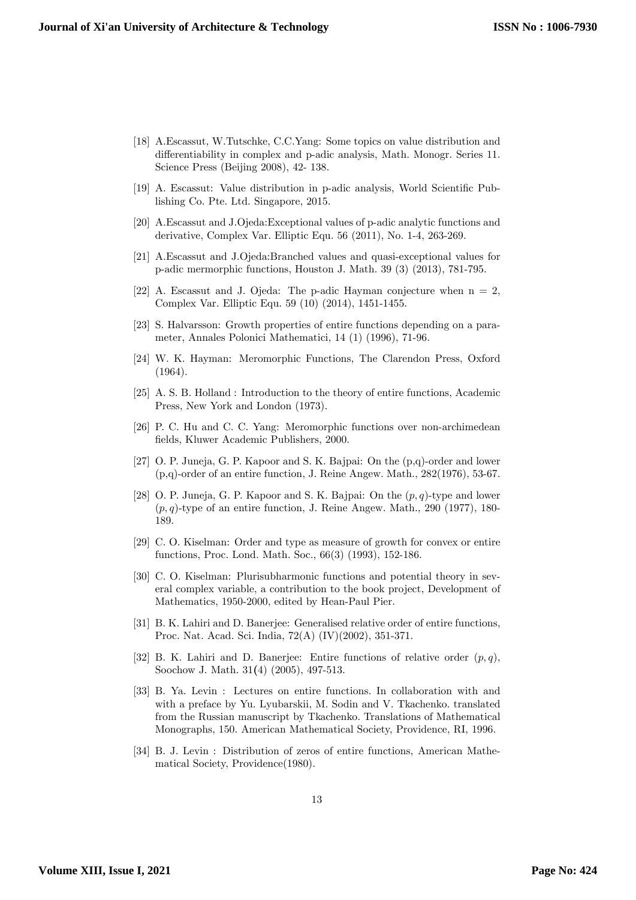[18] A.Escassut, W.Tutschke, C.C.Yang: Some topics on value distribution and differentiability in complex and p-adic analysis, Math. Monogr. Series 11. Science Press (Beijing 2008), 42- 138.

[19] A. Escassut: Value distribution in p-adic analysis, World Scientific Publishing Co. Pte. Ltd. Singapore, 2015.

[20] A.Escassut and J.Ojeda:Exceptional values of p-adic analytic functions and derivative, Complex Var. Elliptic Equ. 56 (2011), No. 1-4, 263-269.

[21] A.Escassut and J.Ojeda:Branched values and quasi-exceptional values for p-adic mermorphic functions, Houston J. Math. 39 (3) (2013), 781-795.

[22] A. Escassut and J. Ojeda: The p-adic Hayman conjecture when n = 2, Complex Var. Elliptic Equ. 59 (10) (2014), 1451-1455.

[23] S. Halvarsson: Growth properties of entire functions depending on a parameter, Annales Polonici Mathematici, 14 (1) (1996), 71-96.

[24] W. K. Hayman: Meromorphic Functions, The Clarendon Press, Oxford (1964).

[25] A. S. B. Holland : Introduction to the theory of entire functions, Academic Press, New York and London (1973).

[26] P. C. Hu and C. C. Yang: Meromorphic functions over non-archimedean fields, Kluwer Academic Publishers, 2000.

[27] O. P. Juneja, G. P. Kapoor and S. K. Bajpai: On the (p,q)-order and lower (p,q)-order of an entire function, J. Reine Angew. Math., 282(1976), 53-67.

[28] O. P. Juneja, G. P. Kapoor and S. K. Bajpai: On the $(p, q)$-type and lower $(p, q)$-type of an entire function, J. Reine Angew. Math., 290 (1977), 180-189.

[29] C. O. Kiselman: Order and type as measure of growth for convex or entire functions, Proc. Lond. Math. Soc., 66(3) (1993), 152-186.

[30] C. O. Kiselman: Plurisubharmonic functions and potential theory in several complex variable, a contribution to the book project, Development of Mathematics, 1950-2000, edited by Hean-Paul Pier.

[31] B. K. Lahiri and D. Banerjee: Generalised relative order of entire functions, Proc. Nat. Acad. Sci. India, 72(A) (IV)(2002), 351-371.

[32] B. K. Lahiri and D. Banerjee: Entire functions of relative order $(p, q)$, Soochow J. Math. 31(4) (2005), 497-513.

[33] B. Ya. Levin : Lectures on entire functions. In collaboration with and with a preface by Yu. Lyubarskii, M. Sodin and V. Tkachenko. translated from the Russian manuscript by Tkachenko. Translations of Mathematical Monographs, 150. American Mathematical Society, Providence, RI, 1996.

[34] B. J. Levin : Distribution of zeros of entire functions, American Mathematical Society, Providence(1980).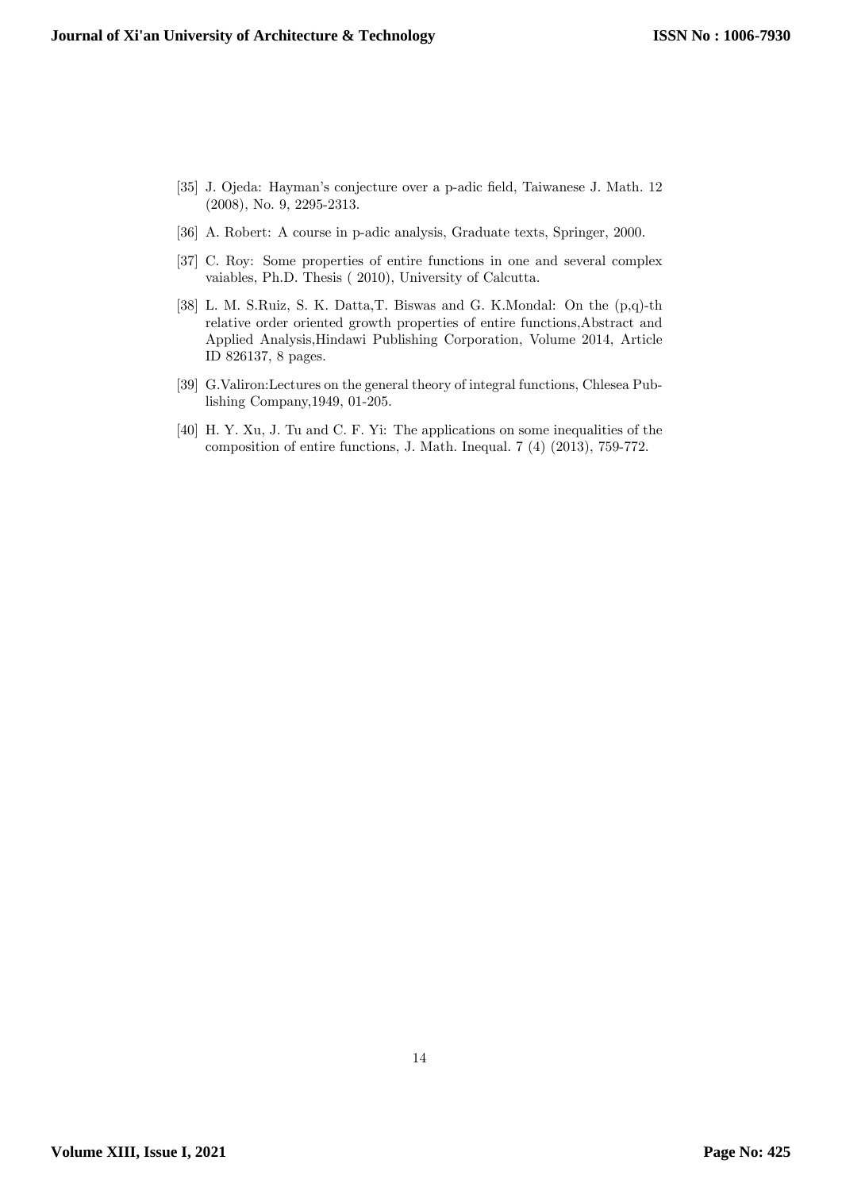[35] J. Ojeda: Hayman's conjecture over a p-adic field, Taiwanese J. Math. 12 (2008), No. 9, 2295-2313.

[36] A. Robert: A course in p-adic analysis, Graduate texts, Springer, 2000.

[37] C. Roy: Some properties of entire functions in one and several complex vaiables, Ph.D. Thesis ( 2010), University of Calcutta.

[38] L. M. S.Ruiz, S. K. Datta,T. Biswas and G. K.Mondal: On the (p,q)-th relative order oriented growth properties of entire functions,Abstract and Applied Analysis,Hindawi Publishing Corporation, Volume 2014, Article ID 826137, 8 pages.

[39] G.Valiron:Lectures on the general theory of integral functions, Chlesea Publishing Company,1949, 01-205.

[40] H. Y. Xu, J. Tu and C. F. Yi: The applications on some inequalities of the composition of entire functions, J. Math. Inequal. 7 (4) (2013), 759-772.